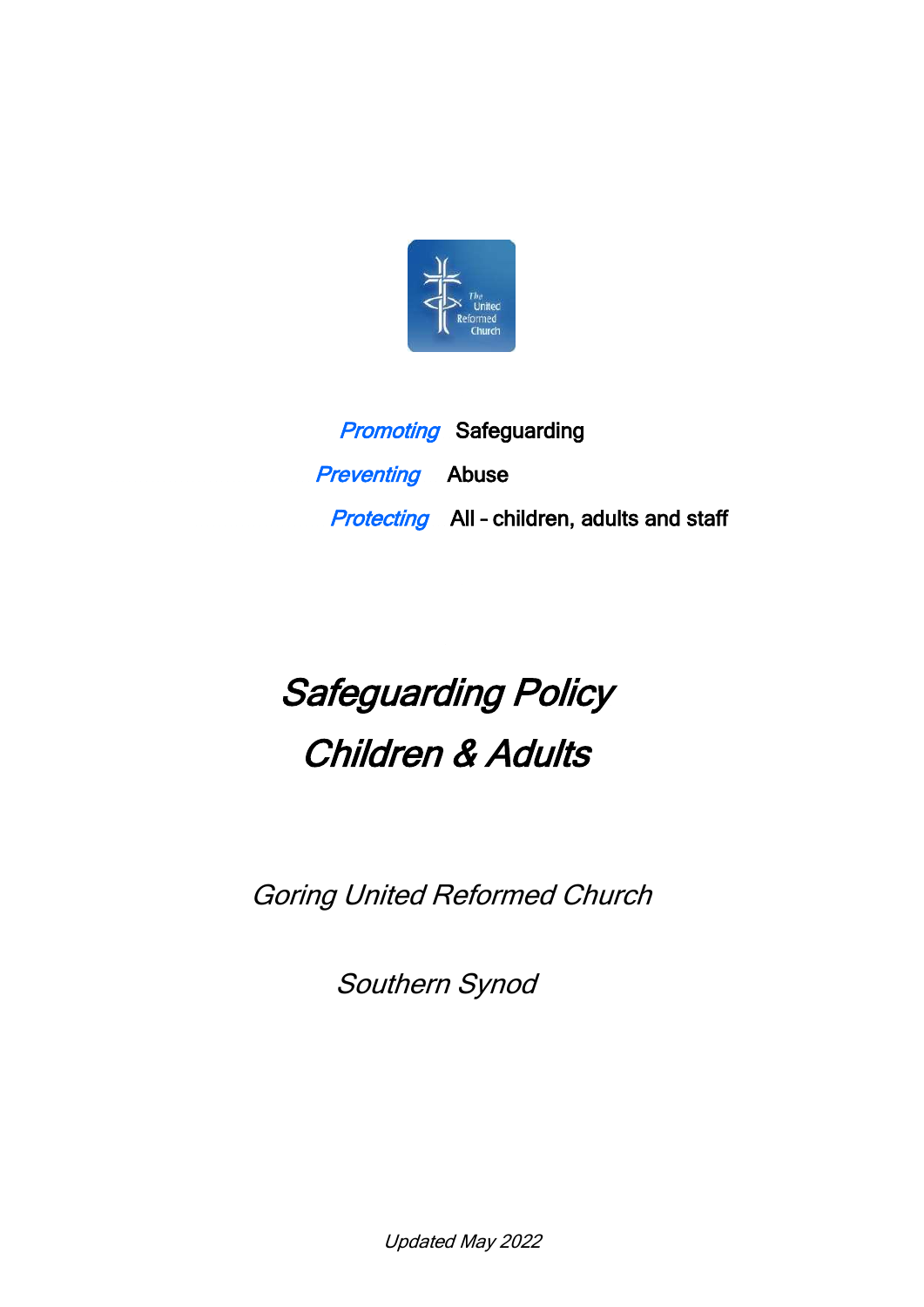*Promoting* Safeguarding

*Preventing* Abuse

*Protecting* All – children, adults and staff

# *Safeguarding Policy*
# *Children & Adults*

*Goring United Reformed Church*

*Southern Synod*

*Updated May 2022*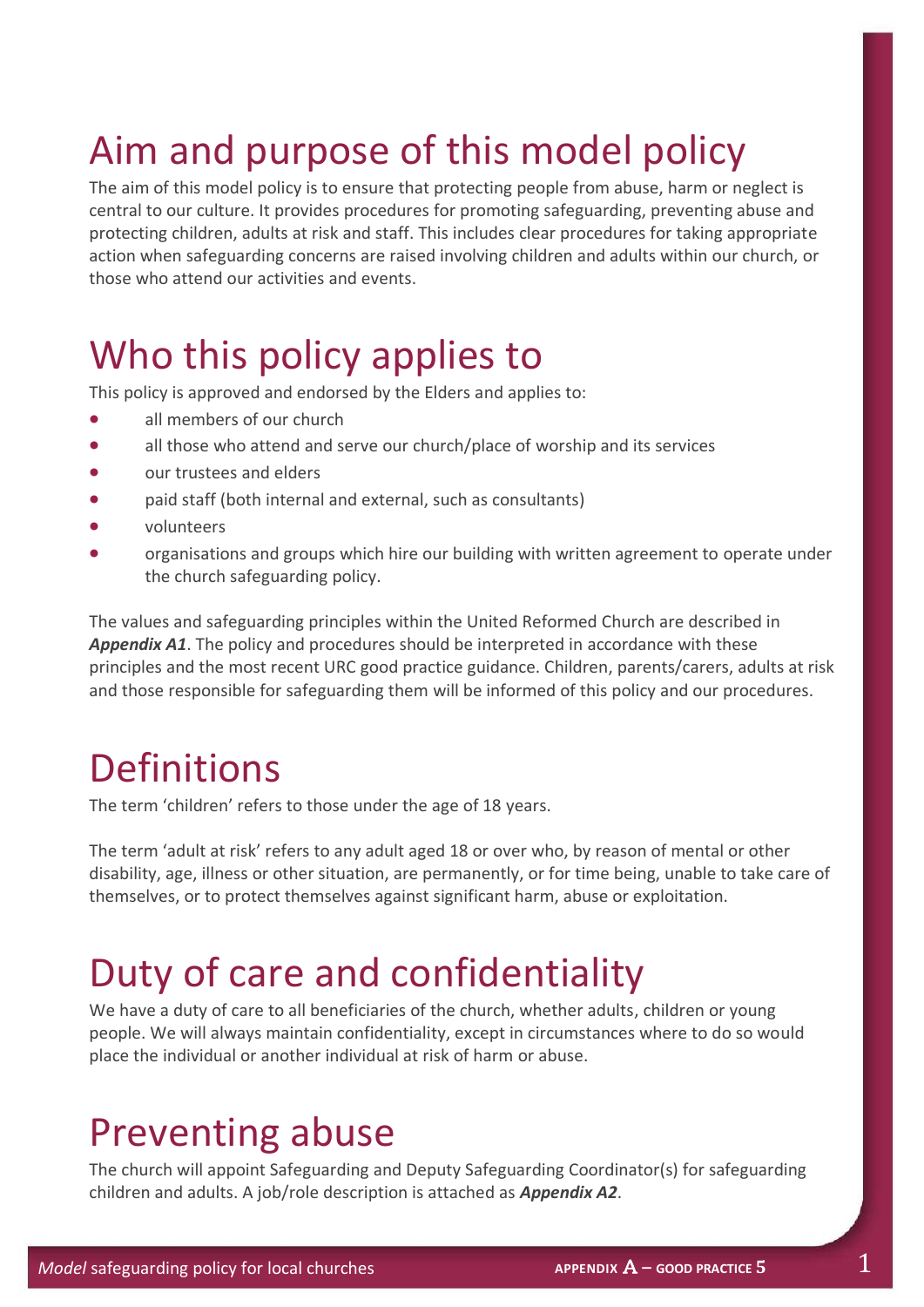# Aim and purpose of this model policy

The aim of this model policy is to ensure that protecting people from abuse, harm or neglect is central to our culture. It provides procedures for promoting safeguarding, preventing abuse and protecting children, adults at risk and staff. This includes clear procedures for taking appropriate action when safeguarding concerns are raised involving children and adults within our church, or those who attend our activities and events.

# Who this policy applies to

This policy is approved and endorsed by the Elders and applies to:

- all members of our church
- all those who attend and serve our church/place of worship and its services
- our trustees and elders
- paid staff (both internal and external, such as consultants)
- volunteers
- organisations and groups which hire our building with written agreement to operate under the church safeguarding policy.

The values and safeguarding principles within the United Reformed Church are described in ***Appendix A1***. The policy and procedures should be interpreted in accordance with these principles and the most recent URC good practice guidance. Children, parents/carers, adults at risk and those responsible for safeguarding them will be informed of this policy and our procedures.

# Definitions

The term 'children' refers to those under the age of 18 years.

The term 'adult at risk' refers to any adult aged 18 or over who, by reason of mental or other disability, age, illness or other situation, are permanently, or for time being, unable to take care of themselves, or to protect themselves against significant harm, abuse or exploitation.

# Duty of care and confidentiality

We have a duty of care to all beneficiaries of the church, whether adults, children or young people. We will always maintain confidentiality, except in circumstances where to do so would place the individual or another individual at risk of harm or abuse.

# Preventing abuse

The church will appoint Safeguarding and Deputy Safeguarding Coordinator(s) for safeguarding children and adults. A job/role description is attached as ***Appendix A2***.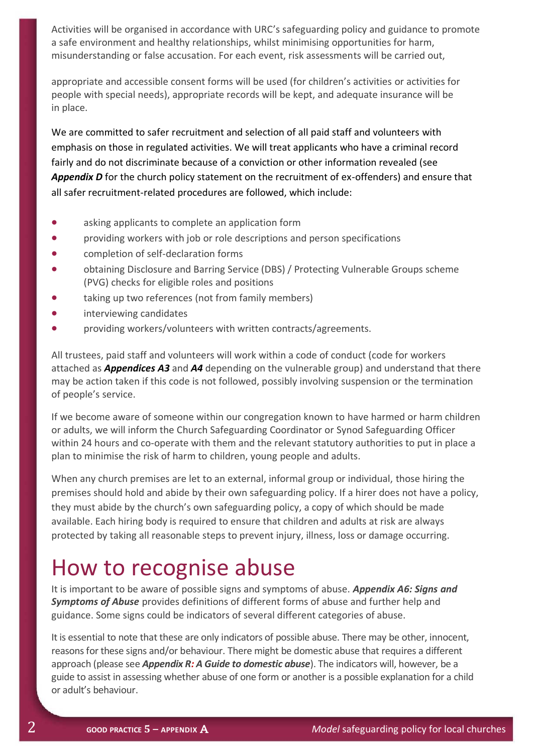Activities will be organised in accordance with URC's safeguarding policy and guidance to promote a safe environment and healthy relationships, whilst minimising opportunities for harm, misunderstanding or false accusation. For each event, risk assessments will be carried out,

appropriate and accessible consent forms will be used (for children's activities or activities for people with special needs), appropriate records will be kept, and adequate insurance will be in place.

We are committed to safer recruitment and selection of all paid staff and volunteers with emphasis on those in regulated activities. We will treat applicants who have a criminal record fairly and do not discriminate because of a conviction or other information revealed (see ***Appendix D*** for the church policy statement on the recruitment of ex-offenders) and ensure that all safer recruitment-related procedures are followed, which include:

- asking applicants to complete an application form
- providing workers with job or role descriptions and person specifications
- completion of self-declaration forms
- obtaining Disclosure and Barring Service (DBS) / Protecting Vulnerable Groups scheme (PVG) checks for eligible roles and positions
- taking up two references (not from family members)
- interviewing candidates
- providing workers/volunteers with written contracts/agreements.

All trustees, paid staff and volunteers will work within a code of conduct (code for workers attached as ***Appendices A3*** and ***A4*** depending on the vulnerable group) and understand that there may be action taken if this code is not followed, possibly involving suspension or the termination of people's service.

If we become aware of someone within our congregation known to have harmed or harm children or adults, we will inform the Church Safeguarding Coordinator or Synod Safeguarding Officer within 24 hours and co-operate with them and the relevant statutory authorities to put in place a plan to minimise the risk of harm to children, young people and adults.

When any church premises are let to an external, informal group or individual, those hiring the premises should hold and abide by their own safeguarding policy. If a hirer does not have a policy, they must abide by the church's own safeguarding policy, a copy of which should be made available. Each hiring body is required to ensure that children and adults at risk are always protected by taking all reasonable steps to prevent injury, illness, loss or damage occurring.

# How to recognise abuse

It is important to be aware of possible signs and symptoms of abuse. ***Appendix A6: Signs and Symptoms of Abuse*** provides definitions of different forms of abuse and further help and guidance. Some signs could be indicators of several different categories of abuse.

It is essential to note that these are only indicators of possible abuse. There may be other, innocent, reasons for these signs and/or behaviour. There might be domestic abuse that requires a different approach (please see ***Appendix R: A Guide to domestic abuse***). The indicators will, however, be a guide to assist in assessing whether abuse of one form or another is a possible explanation for a child or adult's behaviour.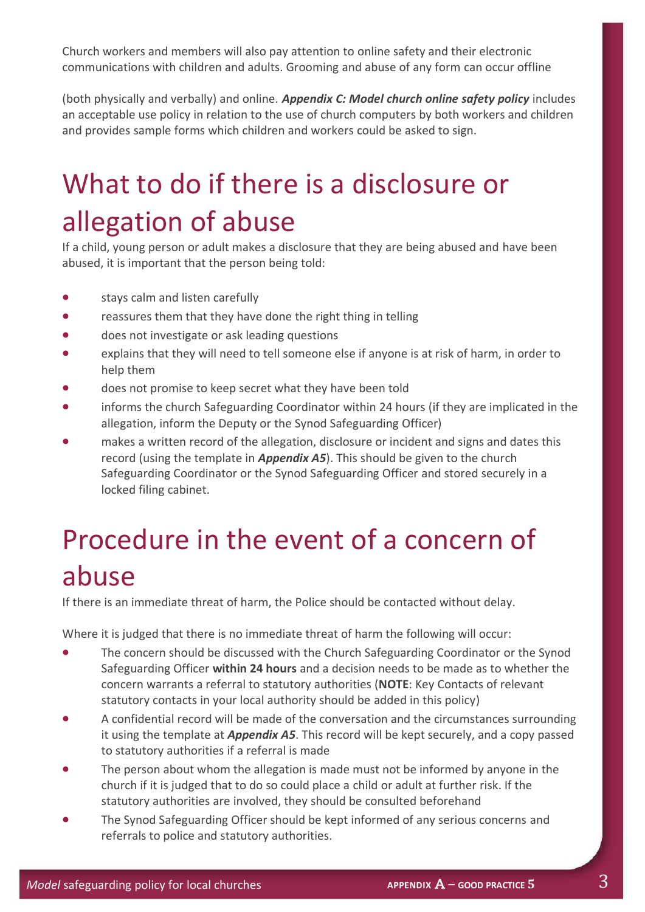Church workers and members will also pay attention to online safety and their electronic communications with children and adults. Grooming and abuse of any form can occur offline

(both physically and verbally) and online. ***Appendix C: Model church online safety policy*** includes an acceptable use policy in relation to the use of church computers by both workers and children and provides sample forms which children and workers could be asked to sign.

# What to do if there is a disclosure or allegation of abuse

If a child, young person or adult makes a disclosure that they are being abused and have been abused, it is important that the person being told:

- stays calm and listen carefully
- reassures them that they have done the right thing in telling
- does not investigate or ask leading questions
- explains that they will need to tell someone else if anyone is at risk of harm, in order to help them
- does not promise to keep secret what they have been told
- informs the church Safeguarding Coordinator within 24 hours (if they are implicated in the allegation, inform the Deputy or the Synod Safeguarding Officer)
- makes a written record of the allegation, disclosure or incident and signs and dates this record (using the template in ***Appendix A5***). This should be given to the church Safeguarding Coordinator or the Synod Safeguarding Officer and stored securely in a locked filing cabinet.

# Procedure in the event of a concern of abuse

If there is an immediate threat of harm, the Police should be contacted without delay.

Where it is judged that there is no immediate threat of harm the following will occur:

- The concern should be discussed with the Church Safeguarding Coordinator or the Synod Safeguarding Officer **within 24 hours** and a decision needs to be made as to whether the concern warrants a referral to statutory authorities (**NOTE**: Key Contacts of relevant statutory contacts in your local authority should be added in this policy)
- A confidential record will be made of the conversation and the circumstances surrounding it using the template at ***Appendix A5***. This record will be kept securely, and a copy passed to statutory authorities if a referral is made
- The person about whom the allegation is made must not be informed by anyone in the church if it is judged that to do so could place a child or adult at further risk. If the statutory authorities are involved, they should be consulted beforehand
- The Synod Safeguarding Officer should be kept informed of any serious concerns and referrals to police and statutory authorities.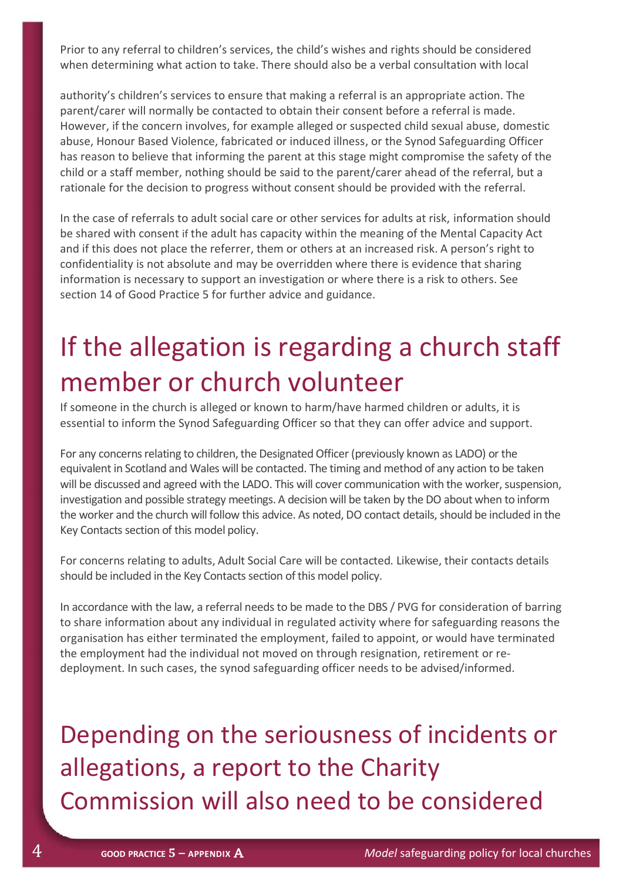Prior to any referral to children's services, the child's wishes and rights should be considered when determining what action to take. There should also be a verbal consultation with local

authority's children's services to ensure that making a referral is an appropriate action. The parent/carer will normally be contacted to obtain their consent before a referral is made. However, if the concern involves, for example alleged or suspected child sexual abuse, domestic abuse, Honour Based Violence, fabricated or induced illness, or the Synod Safeguarding Officer has reason to believe that informing the parent at this stage might compromise the safety of the child or a staff member, nothing should be said to the parent/carer ahead of the referral, but a rationale for the decision to progress without consent should be provided with the referral.

In the case of referrals to adult social care or other services for adults at risk, information should be shared with consent if the adult has capacity within the meaning of the Mental Capacity Act and if this does not place the referrer, them or others at an increased risk. A person's right to confidentiality is not absolute and may be overridden where there is evidence that sharing information is necessary to support an investigation or where there is a risk to others. See section 14 of Good Practice 5 for further advice and guidance.

# If the allegation is regarding a church staff member or church volunteer

If someone in the church is alleged or known to harm/have harmed children or adults, it is essential to inform the Synod Safeguarding Officer so that they can offer advice and support.

For any concerns relating to children, the Designated Officer (previously known as LADO) or the equivalent in Scotland and Wales will be contacted. The timing and method of any action to be taken will be discussed and agreed with the LADO. This will cover communication with the worker, suspension, investigation and possible strategy meetings. A decision will be taken by the DO about when to inform the worker and the church will follow this advice. As noted, DO contact details, should be included in the Key Contacts section of this model policy.

For concerns relating to adults, Adult Social Care will be contacted. Likewise, their contacts details should be included in the Key Contacts section of this model policy.

In accordance with the law, a referral needs to be made to the DBS / PVG for consideration of barring to share information about any individual in regulated activity where for safeguarding reasons the organisation has either terminated the employment, failed to appoint, or would have terminated the employment had the individual not moved on through resignation, retirement or re-deployment. In such cases, the synod safeguarding officer needs to be advised/informed.

# Depending on the seriousness of incidents or allegations, a report to the Charity Commission will also need to be considered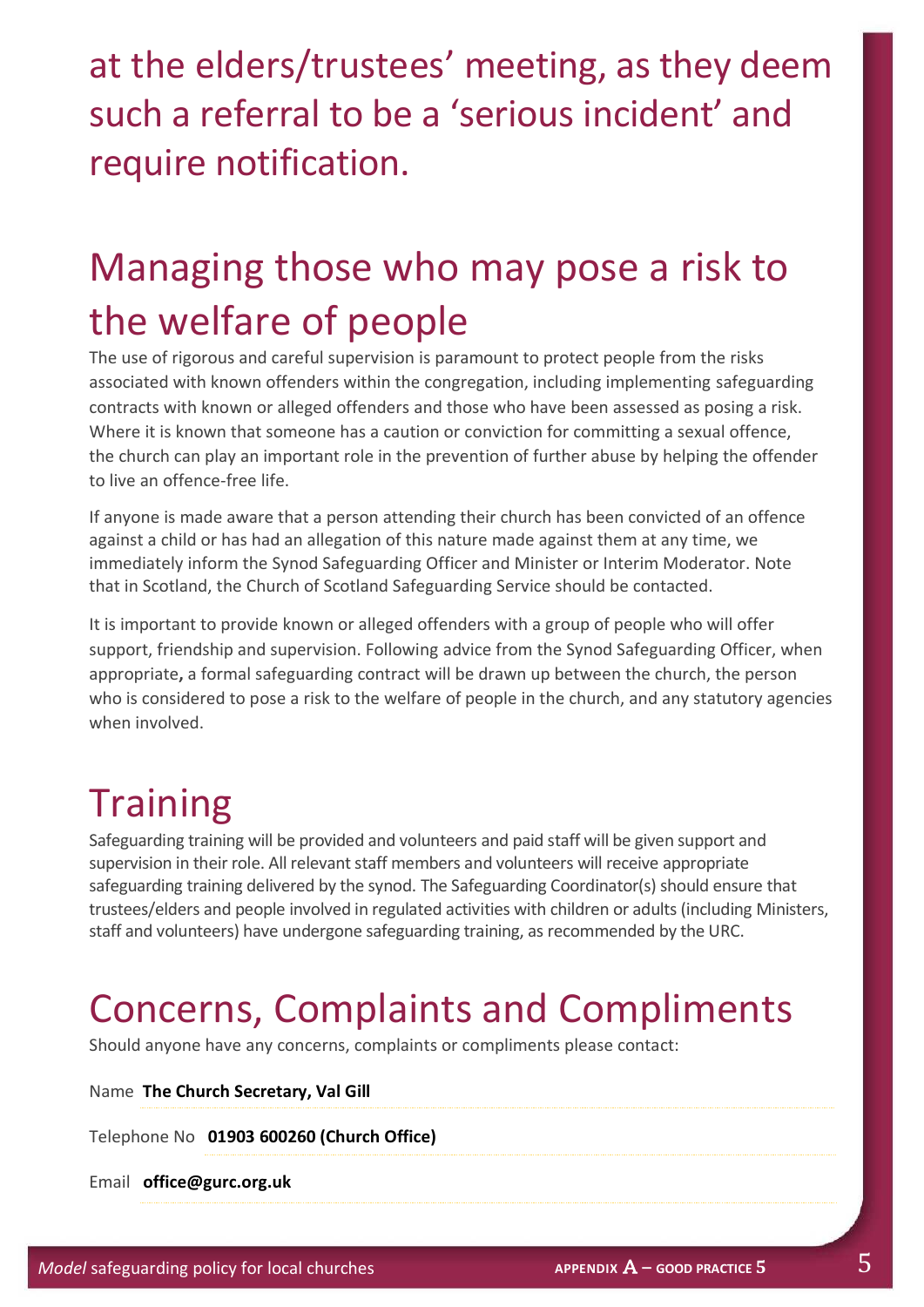at the elders/trustees' meeting, as they deem such a referral to be a 'serious incident' and require notification.

## Managing those who may pose a risk to the welfare of people

The use of rigorous and careful supervision is paramount to protect people from the risks associated with known offenders within the congregation, including implementing safeguarding contracts with known or alleged offenders and those who have been assessed as posing a risk. Where it is known that someone has a caution or conviction for committing a sexual offence, the church can play an important role in the prevention of further abuse by helping the offender to live an offence-free life.

If anyone is made aware that a person attending their church has been convicted of an offence against a child or has had an allegation of this nature made against them at any time, we immediately inform the Synod Safeguarding Officer and Minister or Interim Moderator. Note that in Scotland, the Church of Scotland Safeguarding Service should be contacted.

It is important to provide known or alleged offenders with a group of people who will offer support, friendship and supervision. Following advice from the Synod Safeguarding Officer, when appropriate**,** a formal safeguarding contract will be drawn up between the church, the person who is considered to pose a risk to the welfare of people in the church, and any statutory agencies when involved.

## Training

Safeguarding training will be provided and volunteers and paid staff will be given support and supervision in their role. All relevant staff members and volunteers will receive appropriate safeguarding training delivered by the synod. The Safeguarding Coordinator(s) should ensure that trustees/elders and people involved in regulated activities with children or adults (including Ministers, staff and volunteers) have undergone safeguarding training, as recommended by the URC.

## Concerns, Complaints and Compliments

Should anyone have any concerns, complaints or compliments please contact:

Name **The Church Secretary, Val Gill**

Telephone No **01903 600260 (Church Office)**

Email **office@gurc.org.uk**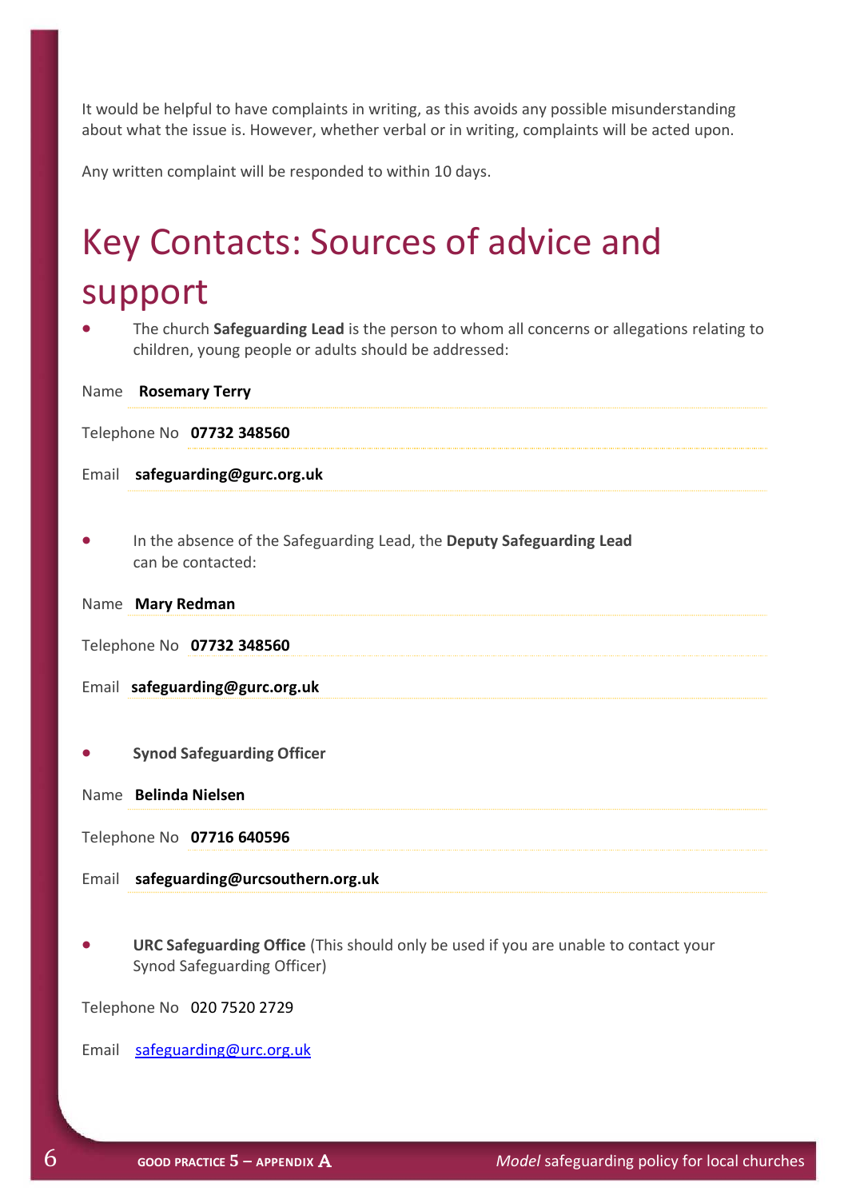It would be helpful to have complaints in writing, as this avoids any possible misunderstanding about what the issue is. However, whether verbal or in writing, complaints will be acted upon.

Any written complaint will be responded to within 10 days.

# Key Contacts: Sources of advice and support

- The church **Safeguarding Lead** is the person to whom all concerns or allegations relating to children, young people or adults should be addressed:

Name **Rosemary Terry**

Telephone No **07732 348560**

Email **safeguarding@gurc.org.uk**

- In the absence of the Safeguarding Lead, the **Deputy Safeguarding Lead** can be contacted:

Name **Mary Redman**

Telephone No **07732 348560**

Email **safeguarding@gurc.org.uk**

- **Synod Safeguarding Officer**

Name **Belinda Nielsen**

Telephone No **07716 640596**

Email **safeguarding@urcsouthern.org.uk**

- **URC Safeguarding Office** (This should only be used if you are unable to contact your Synod Safeguarding Officer)

Telephone No 020 7520 2729

Email safeguarding@urc.org.uk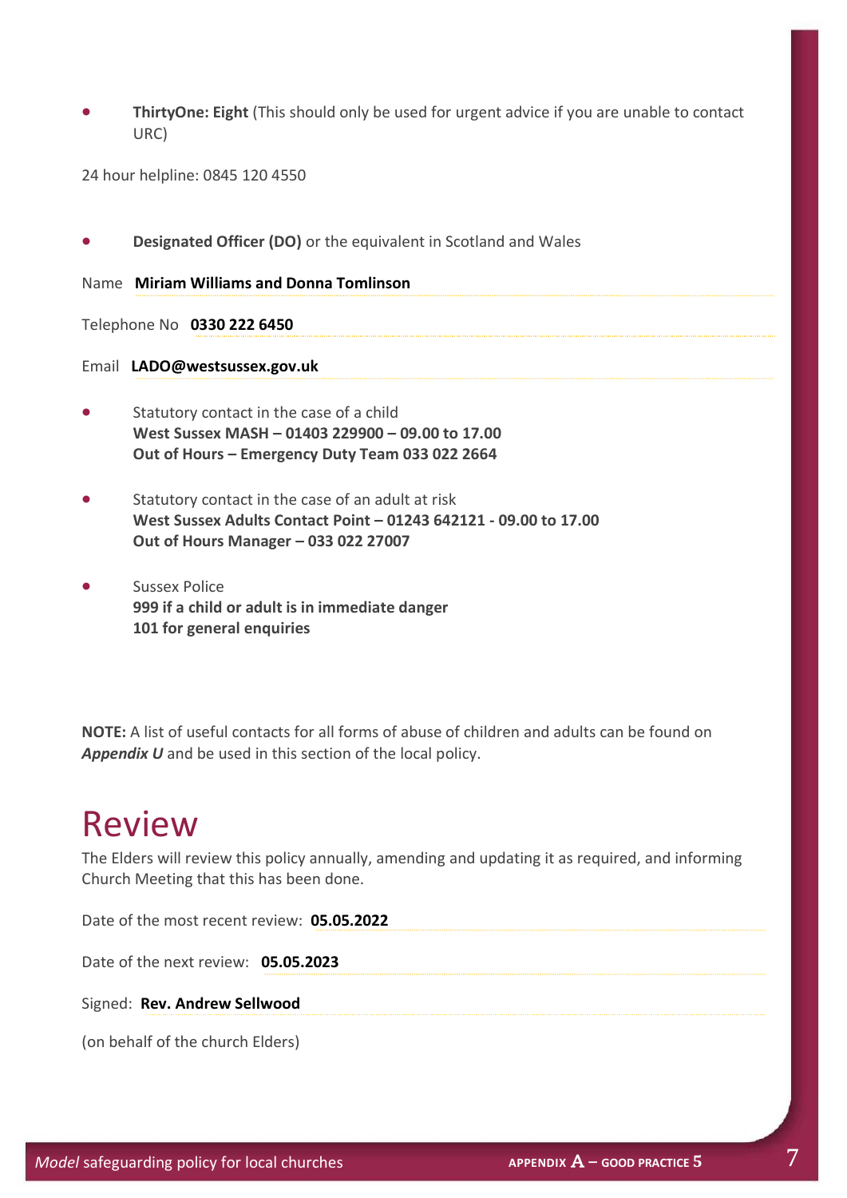- **ThirtyOne: Eight** (This should only be used for urgent advice if you are unable to contact URC)

24 hour helpline: 0845 120 4550

- **Designated Officer (DO)** or the equivalent in Scotland and Wales

Name **Miriam Williams and Donna Tomlinson**

Telephone No **0330 222 6450**

Email **LADO@westsussex.gov.uk**

- Statutory contact in the case of a child
  **West Sussex MASH – 01403 229900 – 09.00 to 17.00**
  **Out of Hours – Emergency Duty Team 033 022 2664**

- Statutory contact in the case of an adult at risk
  **West Sussex Adults Contact Point – 01243 642121 - 09.00 to 17.00**
  **Out of Hours Manager – 033 022 27007**

- Sussex Police
  **999 if a child or adult is in immediate danger**
  **101 for general enquiries**

**NOTE:** A list of useful contacts for all forms of abuse of children and adults can be found on ***Appendix U*** and be used in this section of the local policy.

# Review

The Elders will review this policy annually, amending and updating it as required, and informing Church Meeting that this has been done.

Date of the most recent review: **05.05.2022**

Date of the next review: **05.05.2023**

Signed: **Rev. Andrew Sellwood**

(on behalf of the church Elders)